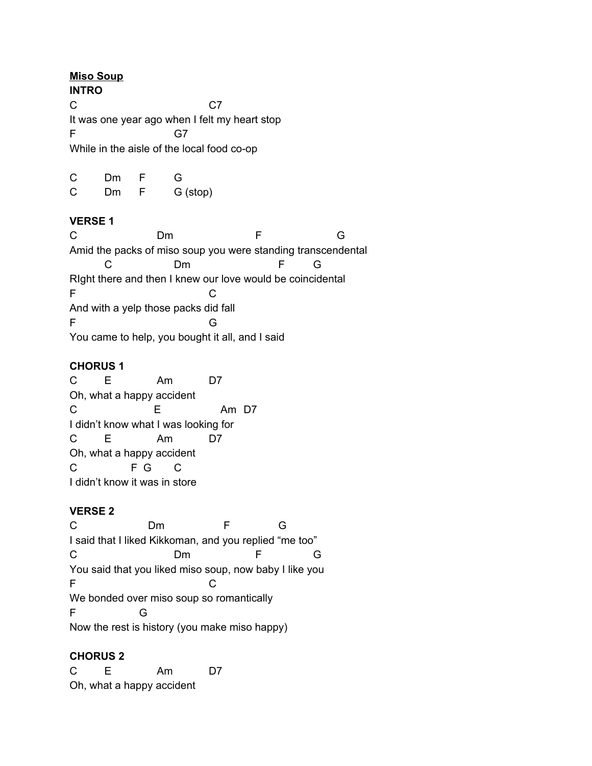**<u>Miso Soup</u>**

**INTRO**

```
C                                  C7
It was one year ago when I felt my heart stop
F                        G7
While in the aisle of the local food co-op

C       Dm      F       G
C       Dm      F       G (stop)
```

**VERSE 1**

```
C                    Dm                      F                   G
Amid the packs of miso soup you were standing transcendental
         C                Dm                      F        G
RIght there and then I knew our love would be coincidental
F                              C
And with a yelp those packs did fall
F                              G
You came to help, you bought it all, and I said
```

**CHORUS 1**

```
C       E           Am         D7
Oh, what a happy accident
C                   E                Am  D7
I didn't know what I was looking for
C       E           Am         D7
Oh, what a happy accident
C              F  G      C
I didn't know it was in store
```

**VERSE 2**

```
C                 Dm              F            G
I said that I liked Kikkoman, and you replied "me too"
C                         Dm                 F             G
You said that you liked miso soup, now baby I like you
F                              C
We bonded over miso soup so romantically
F              G
Now the rest is history (you make miso happy)
```

**CHORUS 2**

```
C       E           Am         D7
Oh, what a happy accident
```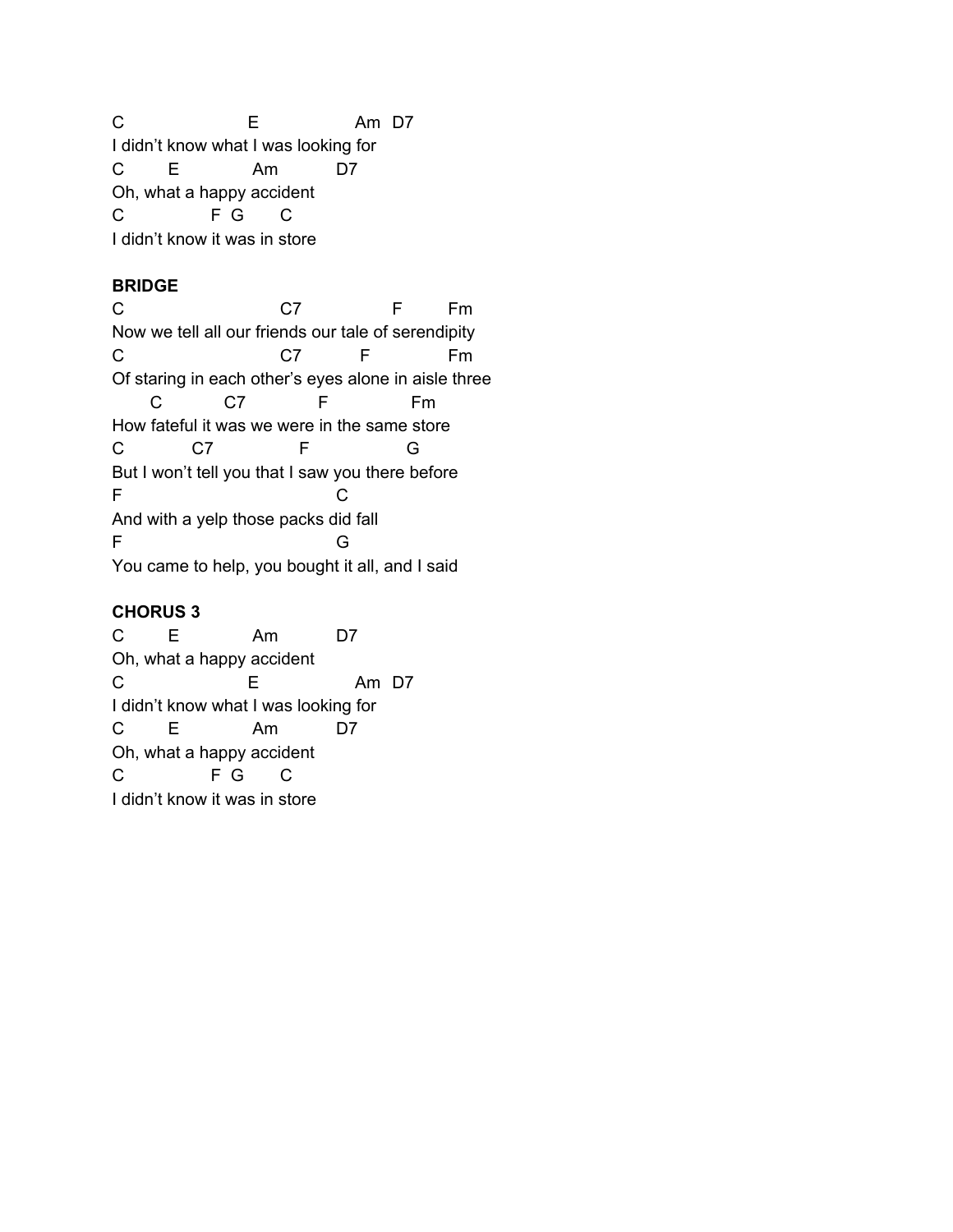```
C                    E                Am  D7
I didn't know what I was looking for
C       E           Am          D7
Oh, what a happy accident
C               F  G      C
I didn't know it was in store
```

**BRIDGE**

```
C                           C7                F        Fm
Now we tell all our friends our tale of serendipity
C                           C7          F              Fm
Of staring in each other's eyes alone in aisle three
       C          C7            F              Fm
How fateful it was we were in the same store
C           C7               F                G
But I won't tell you that I saw you there before
F                                C
And with a yelp those packs did fall
F                                G
You came to help, you bought it all, and I said
```

**CHORUS 3**

```
C       E           Am          D7
Oh, what a happy accident
C                    E                Am  D7
I didn't know what I was looking for
C       E           Am          D7
Oh, what a happy accident
C               F  G      C
I didn't know it was in store
```